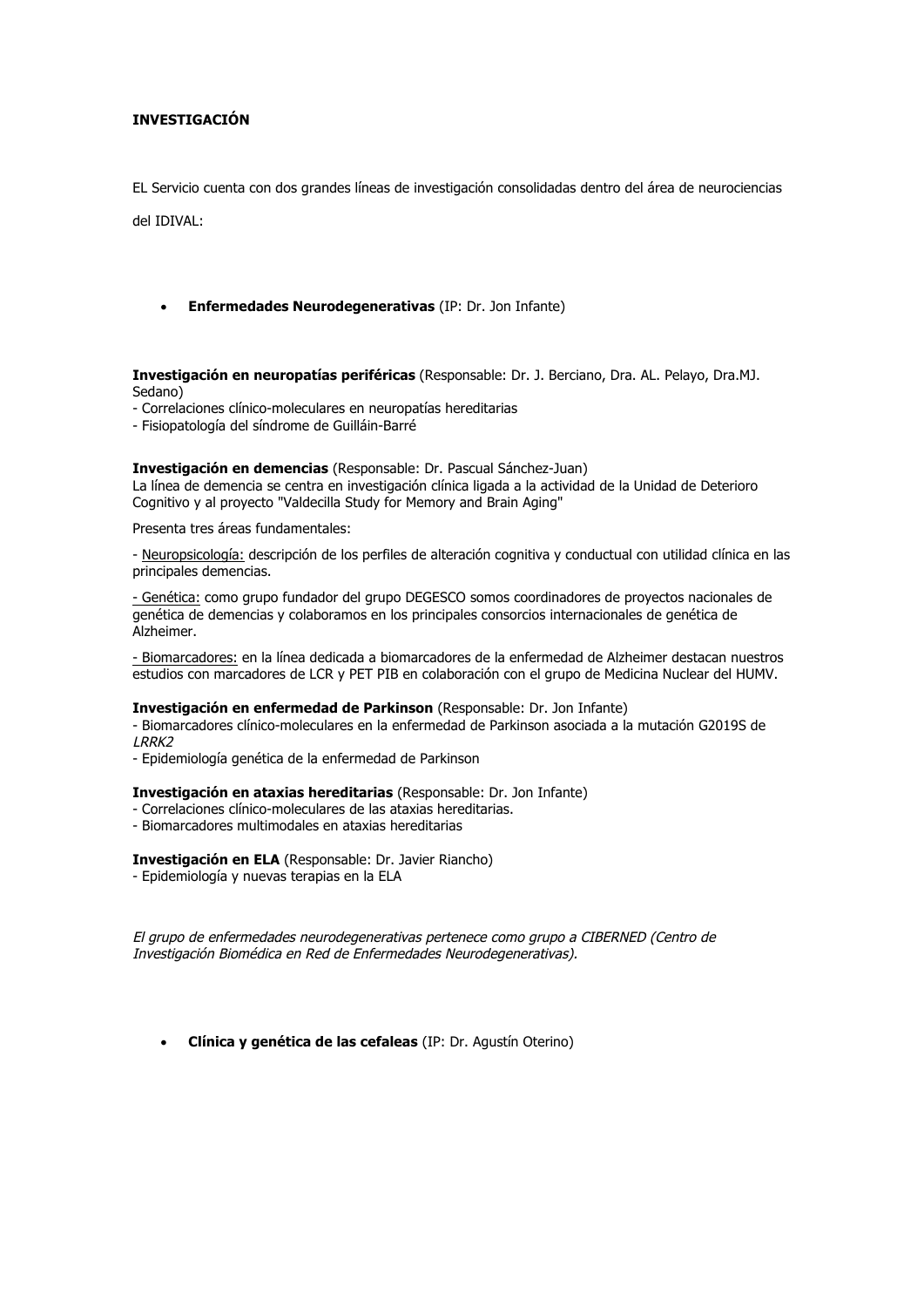# INVESTIGACIÓN

EL Servicio cuenta con dos grandes líneas de investigación consolidadas dentro del área de neurociencias del IDIVAL:

- **Enfermedades Neurodegenerativas** (IP: Dr. Jon Infante)

**Investigación en neuropatías periféricas** (Responsable: Dr. J. Berciano, Dra. AL. Pelayo, Dra.MJ. Sedano)

- Correlaciones clínico-moleculares en neuropatías hereditarias
- Fisiopatología del síndrome de Guilláin-Barré

**Investigación en demencias** (Responsable: Dr. Pascual Sánchez-Juan)

La línea de demencia se centra en investigación clínica ligada a la actividad de la Unidad de Deterioro Cognitivo y al proyecto "Valdecilla Study for Memory and Brain Aging"

Presenta tres áreas fundamentales:

- Neuropsicología: descripción de los perfiles de alteración cognitiva y conductual con utilidad clínica en las principales demencias.

- Genética: como grupo fundador del grupo DEGESCO somos coordinadores de proyectos nacionales de genética de demencias y colaboramos en los principales consorcios internacionales de genética de Alzheimer.

- Biomarcadores: en la línea dedicada a biomarcadores de la enfermedad de Alzheimer destacan nuestros estudios con marcadores de LCR y PET PIB en colaboración con el grupo de Medicina Nuclear del HUMV.

**Investigación en enfermedad de Parkinson** (Responsable: Dr. Jon Infante)

- Biomarcadores clínico-moleculares en la enfermedad de Parkinson asociada a la mutación G2019S de *LRRK2*
- Epidemiología genética de la enfermedad de Parkinson

**Investigación en ataxias hereditarias** (Responsable: Dr. Jon Infante)

- Correlaciones clínico-moleculares de las ataxias hereditarias.
- Biomarcadores multimodales en ataxias hereditarias

**Investigación en ELA** (Responsable: Dr. Javier Riancho)

- Epidemiología y nuevas terapias en la ELA

*El grupo de enfermedades neurodegenerativas pertenece como grupo a CIBERNED (Centro de Investigación Biomédica en Red de Enfermedades Neurodegenerativas).*

- **Clínica y genética de las cefaleas** (IP: Dr. Agustín Oterino)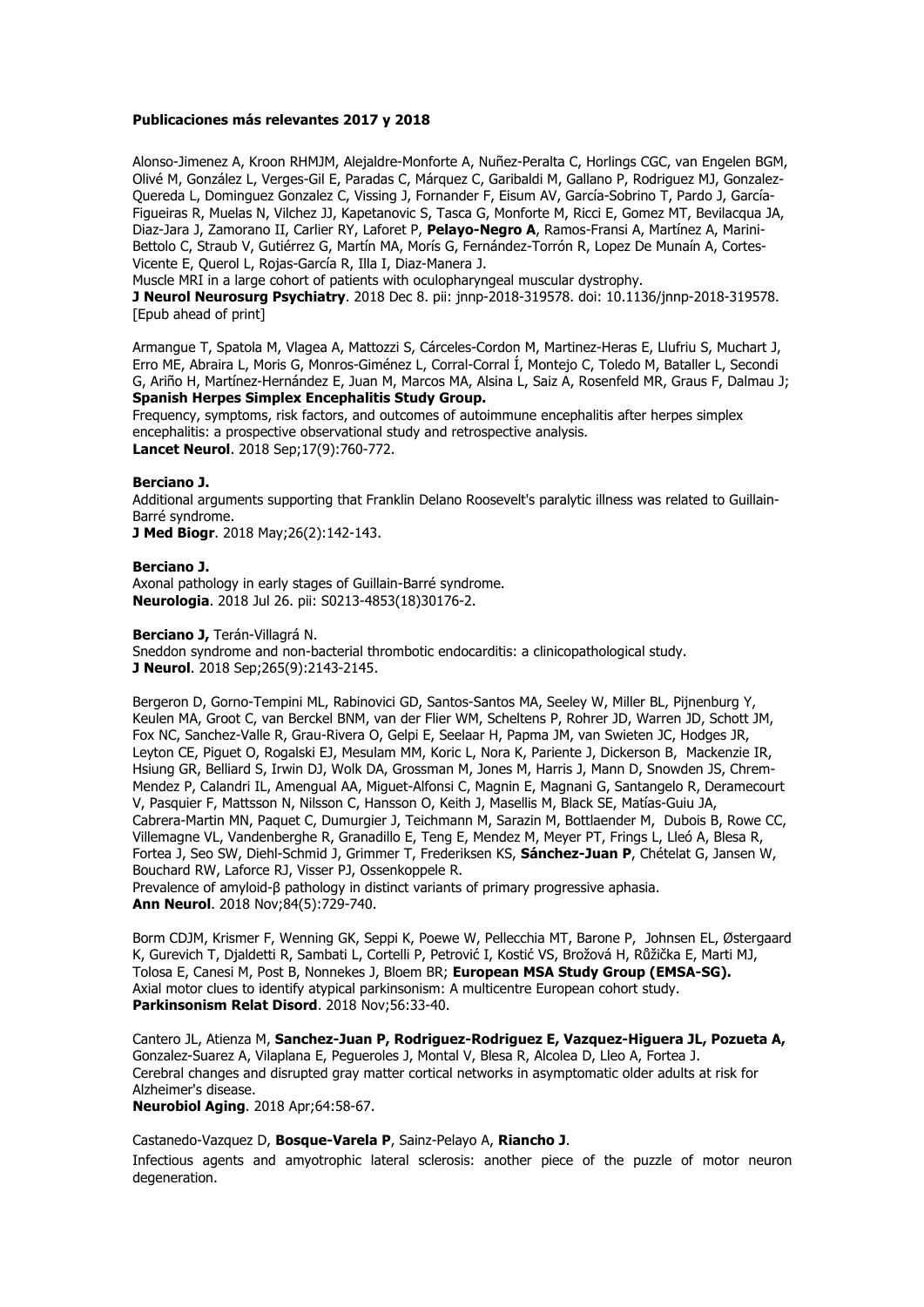**Publicaciones más relevantes 2017 y 2018**

Alonso-Jimenez A, Kroon RHMJM, Alejaldre-Monforte A, Nuñez-Peralta C, Horlings CGC, van Engelen BGM, Olivé M, González L, Verges-Gil E, Paradas C, Márquez C, Garibaldi M, Gallano P, Rodriguez MJ, Gonzalez-Quereda L, Dominguez Gonzalez C, Vissing J, Fornander F, Eisum AV, García-Sobrino T, Pardo J, García-Figueiras R, Muelas N, Vilchez JJ, Kapetanovic S, Tasca G, Monforte M, Ricci E, Gomez MT, Bevilacqua JA, Diaz-Jara J, Zamorano II, Carlier RY, Laforet P, **Pelayo-Negro A**, Ramos-Fransi A, Martínez A, Marini-Bettolo C, Straub V, Gutiérrez G, Martín MA, Morís G, Fernández-Torrón R, Lopez De Munaín A, Cortes-Vicente E, Querol L, Rojas-García R, Illa I, Diaz-Manera J.
Muscle MRI in a large cohort of patients with oculopharyngeal muscular dystrophy.
**J Neurol Neurosurg Psychiatry**. 2018 Dec 8. pii: jnnp-2018-319578. doi: 10.1136/jnnp-2018-319578. [Epub ahead of print]

Armangue T, Spatola M, Vlagea A, Mattozzi S, Cárceles-Cordon M, Martinez-Heras E, Llufriu S, Muchart J, Erro ME, Abraira L, Moris G, Monros-Giménez L, Corral-Corral Í, Montejo C, Toledo M, Bataller L, Secondi G, Ariño H, Martínez-Hernández E, Juan M, Marcos MA, Alsina L, Saiz A, Rosenfeld MR, Graus F, Dalmau J; **Spanish Herpes Simplex Encephalitis Study Group.**
Frequency, symptoms, risk factors, and outcomes of autoimmune encephalitis after herpes simplex encephalitis: a prospective observational study and retrospective analysis.
**Lancet Neurol**. 2018 Sep;17(9):760-772.

**Berciano J.**
Additional arguments supporting that Franklin Delano Roosevelt's paralytic illness was related to Guillain-Barré syndrome.
**J Med Biogr**. 2018 May;26(2):142-143.

**Berciano J.**
Axonal pathology in early stages of Guillain-Barré syndrome.
**Neurologia**. 2018 Jul 26. pii: S0213-4853(18)30176-2.

**Berciano J,** Terán-Villagrá N.
Sneddon syndrome and non-bacterial thrombotic endocarditis: a clinicopathological study.
**J Neurol**. 2018 Sep;265(9):2143-2145.

Bergeron D, Gorno-Tempini ML, Rabinovici GD, Santos-Santos MA, Seeley W, Miller BL, Pijnenburg Y, Keulen MA, Groot C, van Berckel BNM, van der Flier WM, Scheltens P, Rohrer JD, Warren JD, Schott JM, Fox NC, Sanchez-Valle R, Grau-Rivera O, Gelpi E, Seelaar H, Papma JM, van Swieten JC, Hodges JR, Leyton CE, Piguet O, Rogalski EJ, Mesulam MM, Koric L, Nora K, Pariente J, Dickerson B, Mackenzie IR, Hsiung GR, Belliard S, Irwin DJ, Wolk DA, Grossman M, Jones M, Harris J, Mann D, Snowden JS, Chrem-Mendez P, Calandri IL, Amengual AA, Miguet-Alfonsi C, Magnin E, Magnani G, Santangelo R, Deramecourt V, Pasquier F, Mattsson N, Nilsson C, Hansson O, Keith J, Masellis M, Black SE, Matías-Guiu JA, Cabrera-Martin MN, Paquet C, Dumurgier J, Teichmann M, Sarazin M, Bottlaender M, Dubois B, Rowe CC, Villemagne VL, Vandenberghe R, Granadillo E, Teng E, Mendez M, Meyer PT, Frings L, Lleó A, Blesa R, Fortea J, Seo SW, Diehl-Schmid J, Grimmer T, Frederiksen KS, **Sánchez-Juan P**, Chételat G, Jansen W, Bouchard RW, Laforce RJ, Visser PJ, Ossenkoppele R.
Prevalence of amyloid-β pathology in distinct variants of primary progressive aphasia.
**Ann Neurol**. 2018 Nov;84(5):729-740.

Borm CDJM, Krismer F, Wenning GK, Seppi K, Poewe W, Pellecchia MT, Barone P, Johnsen EL, Østergaard K, Gurevich T, Djaldetti R, Sambati L, Cortelli P, Petrović I, Kostić VS, Brožová H, Růžička E, Marti MJ, Tolosa E, Canesi M, Post B, Nonnekes J, Bloem BR; **European MSA Study Group (EMSA-SG).**
Axial motor clues to identify atypical parkinsonism: A multicentre European cohort study.
**Parkinsonism Relat Disord**. 2018 Nov;56:33-40.

Cantero JL, Atienza M, **Sanchez-Juan P, Rodriguez-Rodriguez E, Vazquez-Higuera JL, Pozueta A,** Gonzalez-Suarez A, Vilaplana E, Pegueroles J, Montal V, Blesa R, Alcolea D, Lleo A, Fortea J.
Cerebral changes and disrupted gray matter cortical networks in asymptomatic older adults at risk for Alzheimer's disease.
**Neurobiol Aging**. 2018 Apr;64:58-67.

Castanedo-Vazquez D, **Bosque-Varela P**, Sainz-Pelayo A, **Riancho J**.
Infectious agents and amyotrophic lateral sclerosis: another piece of the puzzle of motor neuron degeneration.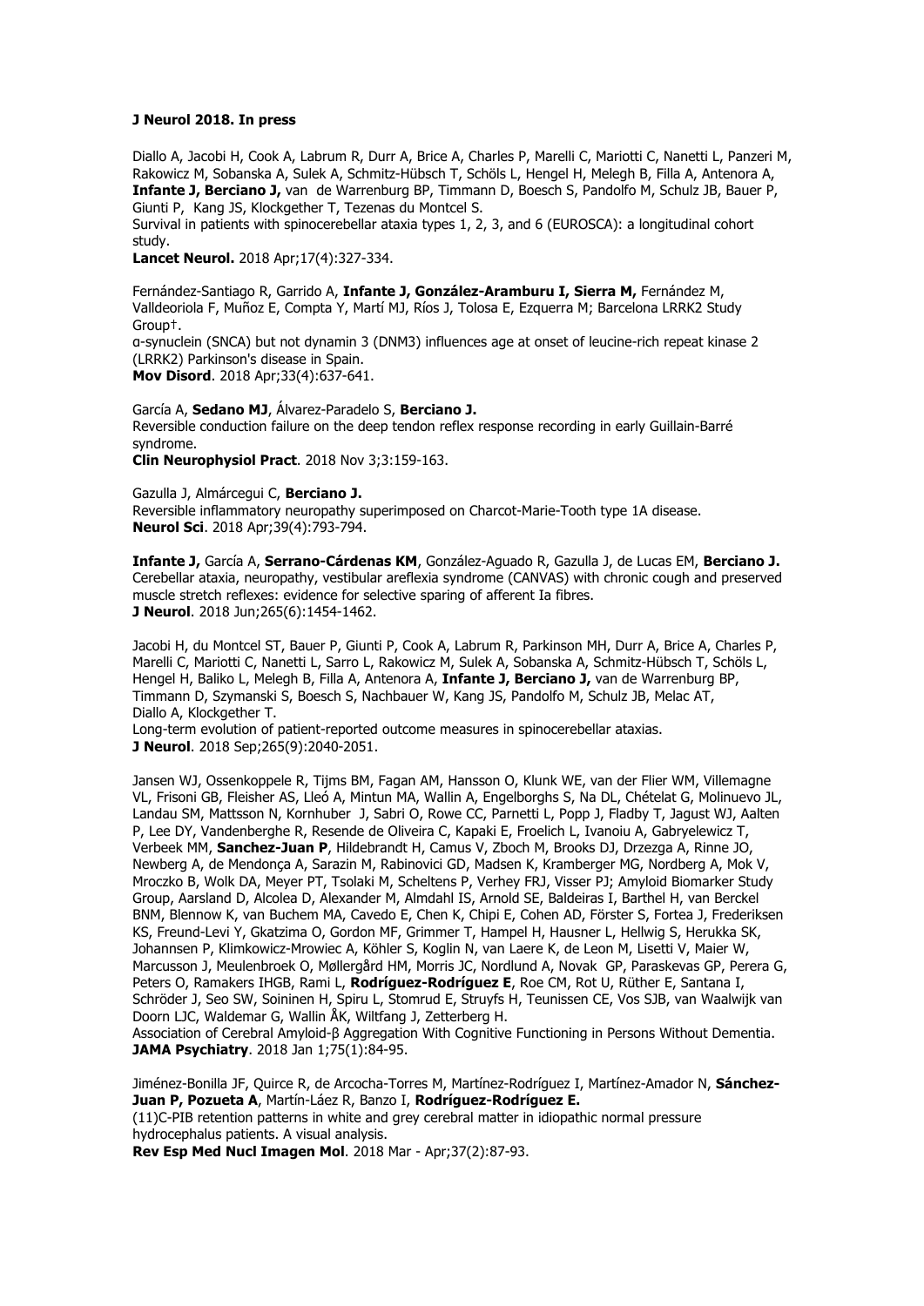**J Neurol 2018. In press**

Diallo A, Jacobi H, Cook A, Labrum R, Durr A, Brice A, Charles P, Marelli C, Mariotti C, Nanetti L, Panzeri M, Rakowicz M, Sobanska A, Sulek A, Schmitz-Hübsch T, Schöls L, Hengel H, Melegh B, Filla A, Antenora A, **Infante J, Berciano J,** van de Warrenburg BP, Timmann D, Boesch S, Pandolfo M, Schulz JB, Bauer P, Giunti P, Kang JS, Klockgether T, Tezenas du Montcel S.
Survival in patients with spinocerebellar ataxia types 1, 2, 3, and 6 (EUROSCA): a longitudinal cohort study.
**Lancet Neurol.** 2018 Apr;17(4):327-334.

Fernández-Santiago R, Garrido A, **Infante J, González-Aramburu I, Sierra M,** Fernández M, Valldeoriola F, Muñoz E, Compta Y, Martí MJ, Ríos J, Tolosa E, Ezquerra M; Barcelona LRRK2 Study Group†.
α-synuclein (SNCA) but not dynamin 3 (DNM3) influences age at onset of leucine-rich repeat kinase 2 (LRRK2) Parkinson's disease in Spain.
**Mov Disord**. 2018 Apr;33(4):637-641.

García A, **Sedano MJ**, Álvarez-Paradelo S, **Berciano J.**
Reversible conduction failure on the deep tendon reflex response recording in early Guillain-Barré syndrome.
**Clin Neurophysiol Pract**. 2018 Nov 3;3:159-163.

Gazulla J, Almárcegui C, **Berciano J.**
Reversible inflammatory neuropathy superimposed on Charcot-Marie-Tooth type 1A disease.
**Neurol Sci**. 2018 Apr;39(4):793-794.

**Infante J,** García A, **Serrano-Cárdenas KM**, González-Aguado R, Gazulla J, de Lucas EM, **Berciano J.**
Cerebellar ataxia, neuropathy, vestibular areflexia syndrome (CANVAS) with chronic cough and preserved muscle stretch reflexes: evidence for selective sparing of afferent Ia fibres.
**J Neurol**. 2018 Jun;265(6):1454-1462.

Jacobi H, du Montcel ST, Bauer P, Giunti P, Cook A, Labrum R, Parkinson MH, Durr A, Brice A, Charles P, Marelli C, Mariotti C, Nanetti L, Sarro L, Rakowicz M, Sulek A, Sobanska A, Schmitz-Hübsch T, Schöls L, Hengel H, Baliko L, Melegh B, Filla A, Antenora A, **Infante J, Berciano J,** van de Warrenburg BP, Timmann D, Szymanski S, Boesch S, Nachbauer W, Kang JS, Pandolfo M, Schulz JB, Melac AT, Diallo A, Klockgether T.
Long-term evolution of patient-reported outcome measures in spinocerebellar ataxias.
**J Neurol**. 2018 Sep;265(9):2040-2051.

Jansen WJ, Ossenkoppele R, Tijms BM, Fagan AM, Hansson O, Klunk WE, van der Flier WM, Villemagne VL, Frisoni GB, Fleisher AS, Lleó A, Mintun MA, Wallin A, Engelborghs S, Na DL, Chételat G, Molinuevo JL, Landau SM, Mattsson N, Kornhuber J, Sabri O, Rowe CC, Parnetti L, Popp J, Fladby T, Jagust WJ, Aalten P, Lee DY, Vandenberghe R, Resende de Oliveira C, Kapaki E, Froelich L, Ivanoiu A, Gabryelewicz T, Verbeek MM, **Sanchez-Juan P**, Hildebrandt H, Camus V, Zboch M, Brooks DJ, Drzezga A, Rinne JO, Newberg A, de Mendonça A, Sarazin M, Rabinovici GD, Madsen K, Kramberger MG, Nordberg A, Mok V, Mroczko B, Wolk DA, Meyer PT, Tsolaki M, Scheltens P, Verhey FRJ, Visser PJ; Amyloid Biomarker Study Group, Aarsland D, Alcolea D, Alexander M, Almdahl IS, Arnold SE, Baldeiras I, Barthel H, van Berckel BNM, Blennow K, van Buchem MA, Cavedo E, Chen K, Chipi E, Cohen AD, Förster S, Fortea J, Frederiksen KS, Freund-Levi Y, Gkatzima O, Gordon MF, Grimmer T, Hampel H, Hausner L, Hellwig S, Herukka SK, Johannsen P, Klimkowicz-Mrowiec A, Köhler S, Koglin N, van Laere K, de Leon M, Lisetti V, Maier W, Marcusson J, Meulenbroek O, Møllergård HM, Morris JC, Nordlund A, Novak GP, Paraskevas GP, Perera G, Peters O, Ramakers IHGB, Rami L, **Rodríguez-Rodríguez E**, Roe CM, Rot U, Rüther E, Santana I, Schröder J, Seo SW, Soininen H, Spiru L, Stomrud E, Struyfs H, Teunissen CE, Vos SJB, van Waalwijk van Doorn LJC, Waldemar G, Wallin ÅK, Wiltfang J, Zetterberg H.
Association of Cerebral Amyloid-β Aggregation With Cognitive Functioning in Persons Without Dementia.
**JAMA Psychiatry**. 2018 Jan 1;75(1):84-95.

Jiménez-Bonilla JF, Quirce R, de Arcocha-Torres M, Martínez-Rodríguez I, Martínez-Amador N, **Sánchez-Juan P, Pozueta A**, Martín-Láez R, Banzo I, **Rodríguez-Rodríguez E.**
(11)C-PIB retention patterns in white and grey cerebral matter in idiopathic normal pressure hydrocephalus patients. A visual analysis.
**Rev Esp Med Nucl Imagen Mol**. 2018 Mar - Apr;37(2):87-93.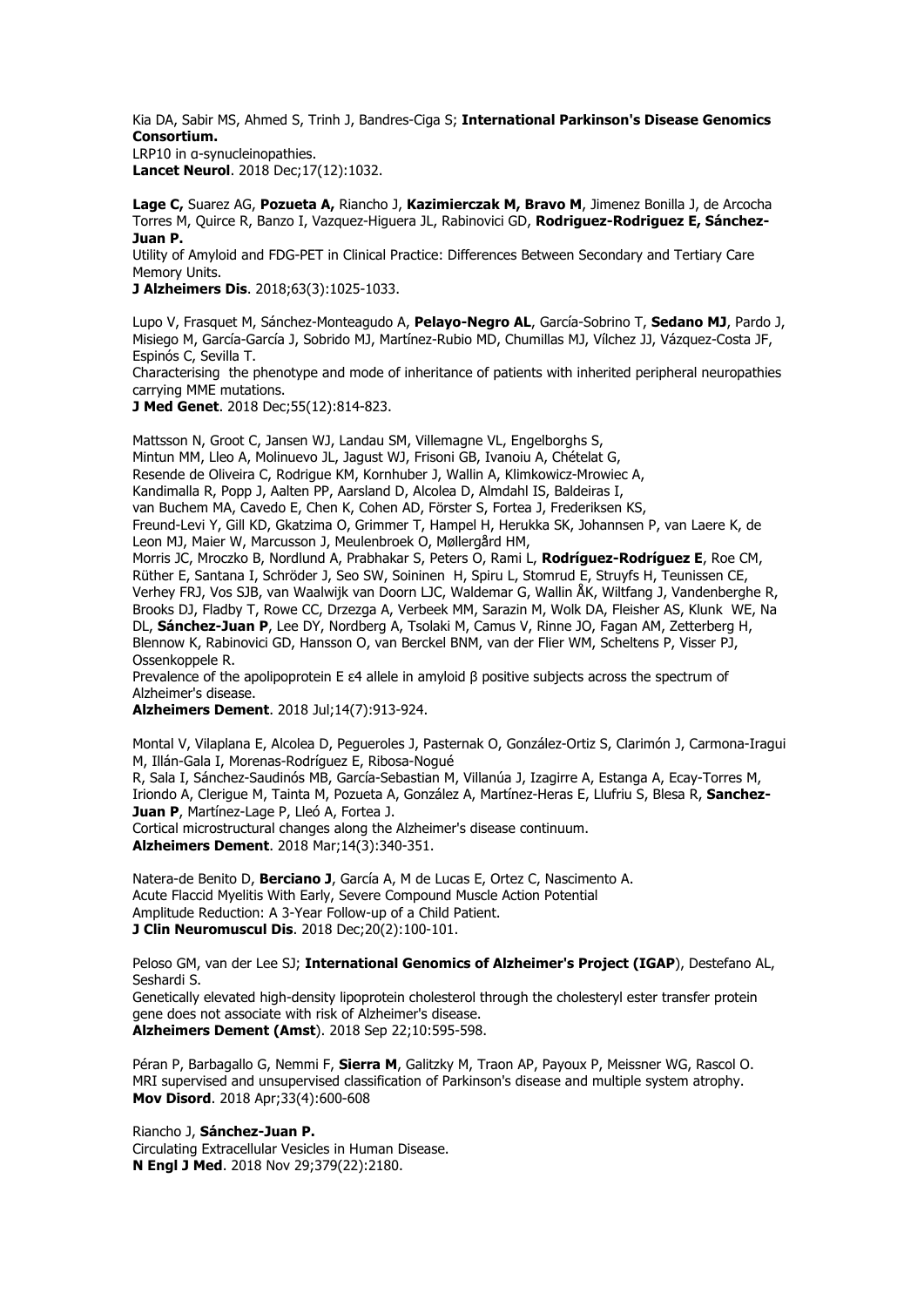Kia DA, Sabir MS, Ahmed S, Trinh J, Bandres-Ciga S; **International Parkinson's Disease Genomics Consortium.**
LRP10 in α-synucleinopathies.
**Lancet Neurol**. 2018 Dec;17(12):1032.

**Lage C,** Suarez AG, **Pozueta A,** Riancho J, **Kazimierczak M, Bravo M**, Jimenez Bonilla J, de Arcocha Torres M, Quirce R, Banzo I, Vazquez-Higuera JL, Rabinovici GD, **Rodriguez-Rodriguez E, Sánchez-Juan P.**
Utility of Amyloid and FDG-PET in Clinical Practice: Differences Between Secondary and Tertiary Care Memory Units.
**J Alzheimers Dis**. 2018;63(3):1025-1033.

Lupo V, Frasquet M, Sánchez-Monteagudo A, **Pelayo-Negro AL**, García-Sobrino T, **Sedano MJ**, Pardo J, Misiego M, García-García J, Sobrido MJ, Martínez-Rubio MD, Chumillas MJ, Vílchez JJ, Vázquez-Costa JF, Espinós C, Sevilla T.
Characterising the phenotype and mode of inheritance of patients with inherited peripheral neuropathies carrying MME mutations.
**J Med Genet**. 2018 Dec;55(12):814-823.

Mattsson N, Groot C, Jansen WJ, Landau SM, Villemagne VL, Engelborghs S, Mintun MM, Lleo A, Molinuevo JL, Jagust WJ, Frisoni GB, Ivanoiu A, Chételat G, Resende de Oliveira C, Rodrigue KM, Kornhuber J, Wallin A, Klimkowicz-Mrowiec A, Kandimalla R, Popp J, Aalten PP, Aarsland D, Alcolea D, Almdahl IS, Baldeiras I, van Buchem MA, Cavedo E, Chen K, Cohen AD, Förster S, Fortea J, Frederiksen KS, Freund-Levi Y, Gill KD, Gkatzima O, Grimmer T, Hampel H, Herukka SK, Johannsen P, van Laere K, de Leon MJ, Maier W, Marcusson J, Meulenbroek O, Møllergård HM, Morris JC, Mroczko B, Nordlund A, Prabhakar S, Peters O, Rami L, **Rodríguez-Rodríguez E**, Roe CM, Rüther E, Santana I, Schröder J, Seo SW, Soininen H, Spiru L, Stomrud E, Struyfs H, Teunissen CE, Verhey FRJ, Vos SJB, van Waalwijk van Doorn LJC, Waldemar G, Wallin ÅK, Wiltfang J, Vandenberghe R, Brooks DJ, Fladby T, Rowe CC, Drzezga A, Verbeek MM, Sarazin M, Wolk DA, Fleisher AS, Klunk WE, Na DL, **Sánchez-Juan P**, Lee DY, Nordberg A, Tsolaki M, Camus V, Rinne JO, Fagan AM, Zetterberg H, Blennow K, Rabinovici GD, Hansson O, van Berckel BNM, van der Flier WM, Scheltens P, Visser PJ, Ossenkoppele R.
Prevalence of the apolipoprotein E ε4 allele in amyloid β positive subjects across the spectrum of Alzheimer's disease.
**Alzheimers Dement**. 2018 Jul;14(7):913-924.

Montal V, Vilaplana E, Alcolea D, Pegueroles J, Pasternak O, González-Ortiz S, Clarimón J, Carmona-Iragui M, Illán-Gala I, Morenas-Rodríguez E, Ribosa-Nogué R, Sala I, Sánchez-Saudinós MB, García-Sebastian M, Villanúa J, Izagirre A, Estanga A, Ecay-Torres M, Iriondo A, Clerigue M, Tainta M, Pozueta A, González A, Martínez-Heras E, Llufriu S, Blesa R, **Sanchez-Juan P**, Martínez-Lage P, Lleó A, Fortea J.
Cortical microstructural changes along the Alzheimer's disease continuum.
**Alzheimers Dement**. 2018 Mar;14(3):340-351.

Natera-de Benito D, **Berciano J**, García A, M de Lucas E, Ortez C, Nascimento A.
Acute Flaccid Myelitis With Early, Severe Compound Muscle Action Potential Amplitude Reduction: A 3-Year Follow-up of a Child Patient.
**J Clin Neuromuscul Dis**. 2018 Dec;20(2):100-101.

Peloso GM, van der Lee SJ; **International Genomics of Alzheimer's Project (IGAP**), Destefano AL, Seshardi S.
Genetically elevated high-density lipoprotein cholesterol through the cholesteryl ester transfer protein gene does not associate with risk of Alzheimer's disease.
**Alzheimers Dement (Amst**). 2018 Sep 22;10:595-598.

Péran P, Barbagallo G, Nemmi F, **Sierra M**, Galitzky M, Traon AP, Payoux P, Meissner WG, Rascol O.
MRI supervised and unsupervised classification of Parkinson's disease and multiple system atrophy.
**Mov Disord**. 2018 Apr;33(4):600-608

Riancho J, **Sánchez-Juan P.**
Circulating Extracellular Vesicles in Human Disease.
**N Engl J Med**. 2018 Nov 29;379(22):2180.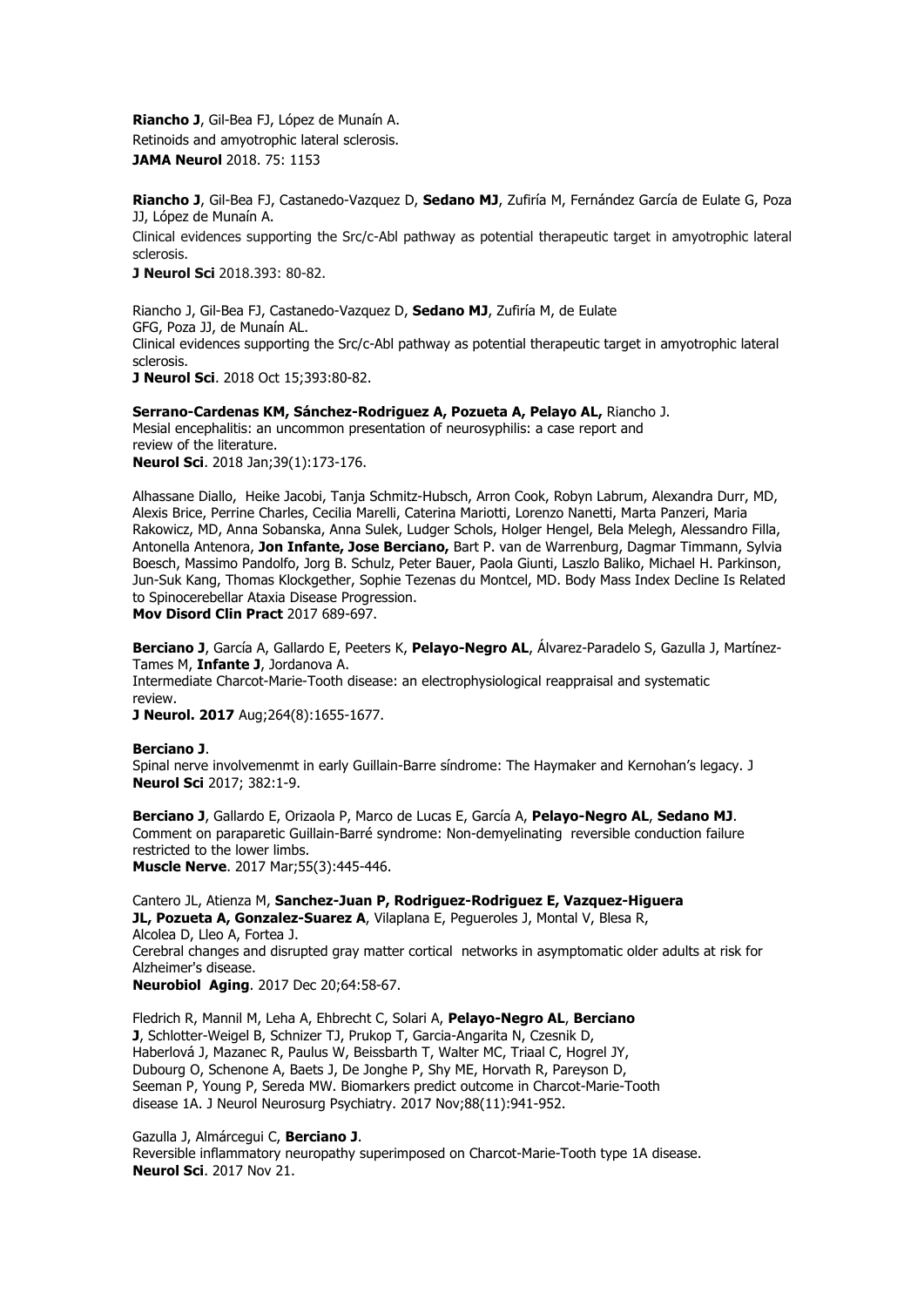**Riancho J**, Gil-Bea FJ, López de Munaín A.
Retinoids and amyotrophic lateral sclerosis.
**JAMA Neurol** 2018. 75: 1153

**Riancho J**, Gil-Bea FJ, Castanedo-Vazquez D, **Sedano MJ**, Zufiría M, Fernández García de Eulate G, Poza JJ, López de Munaín A.
Clinical evidences supporting the Src/c-Abl pathway as potential therapeutic target in amyotrophic lateral sclerosis.
**J Neurol Sci** 2018.393: 80-82.

Riancho J, Gil-Bea FJ, Castanedo-Vazquez D, **Sedano MJ**, Zufiría M, de Eulate GFG, Poza JJ, de Munaín AL.
Clinical evidences supporting the Src/c-Abl pathway as potential therapeutic target in amyotrophic lateral sclerosis.
**J Neurol Sci**. 2018 Oct 15;393:80-82.

**Serrano-Cardenas KM, Sánchez-Rodriguez A, Pozueta A, Pelayo AL,** Riancho J.
Mesial encephalitis: an uncommon presentation of neurosyphilis: a case report and review of the literature.
**Neurol Sci**. 2018 Jan;39(1):173-176.

Alhassane Diallo, Heike Jacobi, Tanja Schmitz-Hubsch, Arron Cook, Robyn Labrum, Alexandra Durr, MD, Alexis Brice, Perrine Charles, Cecilia Marelli, Caterina Mariotti, Lorenzo Nanetti, Marta Panzeri, Maria Rakowicz, MD, Anna Sobanska, Anna Sulek, Ludger Schols, Holger Hengel, Bela Melegh, Alessandro Filla, Antonella Antenora, **Jon Infante, Jose Berciano,** Bart P. van de Warrenburg, Dagmar Timmann, Sylvia Boesch, Massimo Pandolfo, Jorg B. Schulz, Peter Bauer, Paola Giunti, Laszlo Baliko, Michael H. Parkinson, Jun-Suk Kang, Thomas Klockgether, Sophie Tezenas du Montcel, MD. Body Mass Index Decline Is Related to Spinocerebellar Ataxia Disease Progression.
**Mov Disord Clin Pract** 2017 689-697.

**Berciano J**, García A, Gallardo E, Peeters K, **Pelayo-Negro AL**, Álvarez-Paradelo S, Gazulla J, Martínez-Tames M, **Infante J**, Jordanova A.
Intermediate Charcot-Marie-Tooth disease: an electrophysiological reappraisal and systematic review.
**J Neurol. 2017** Aug;264(8):1655-1677.

**Berciano J**.
Spinal nerve involvemenmt in early Guillain-Barre síndrome: The Haymaker and Kernohan's legacy. J **Neurol Sci** 2017; 382:1-9.

**Berciano J**, Gallardo E, Orizaola P, Marco de Lucas E, García A, **Pelayo-Negro AL**, **Sedano MJ**.
Comment on paraparetic Guillain-Barré syndrome: Non-demyelinating reversible conduction failure restricted to the lower limbs.
**Muscle Nerve**. 2017 Mar;55(3):445-446.

Cantero JL, Atienza M, **Sanchez-Juan P, Rodriguez-Rodriguez E, Vazquez-Higuera JL, Pozueta A, Gonzalez-Suarez A**, Vilaplana E, Pegueroles J, Montal V, Blesa R, Alcolea D, Lleo A, Fortea J.
Cerebral changes and disrupted gray matter cortical networks in asymptomatic older adults at risk for Alzheimer's disease.
**Neurobiol Aging**. 2017 Dec 20;64:58-67.

Fledrich R, Mannil M, Leha A, Ehbrecht C, Solari A, **Pelayo-Negro AL**, **Berciano J**, Schlotter-Weigel B, Schnizer TJ, Prukop T, Garcia-Angarita N, Czesnik D, Haberlová J, Mazanec R, Paulus W, Beissbarth T, Walter MC, Triaal C, Hogrel JY, Dubourg O, Schenone A, Baets J, De Jonghe P, Shy ME, Horvath R, Pareyson D, Seeman P, Young P, Sereda MW. Biomarkers predict outcome in Charcot-Marie-Tooth disease 1A. J Neurol Neurosurg Psychiatry. 2017 Nov;88(11):941-952.

Gazulla J, Almárcegui C, **Berciano J**.
Reversible inflammatory neuropathy superimposed on Charcot-Marie-Tooth type 1A disease.
**Neurol Sci**. 2017 Nov 21.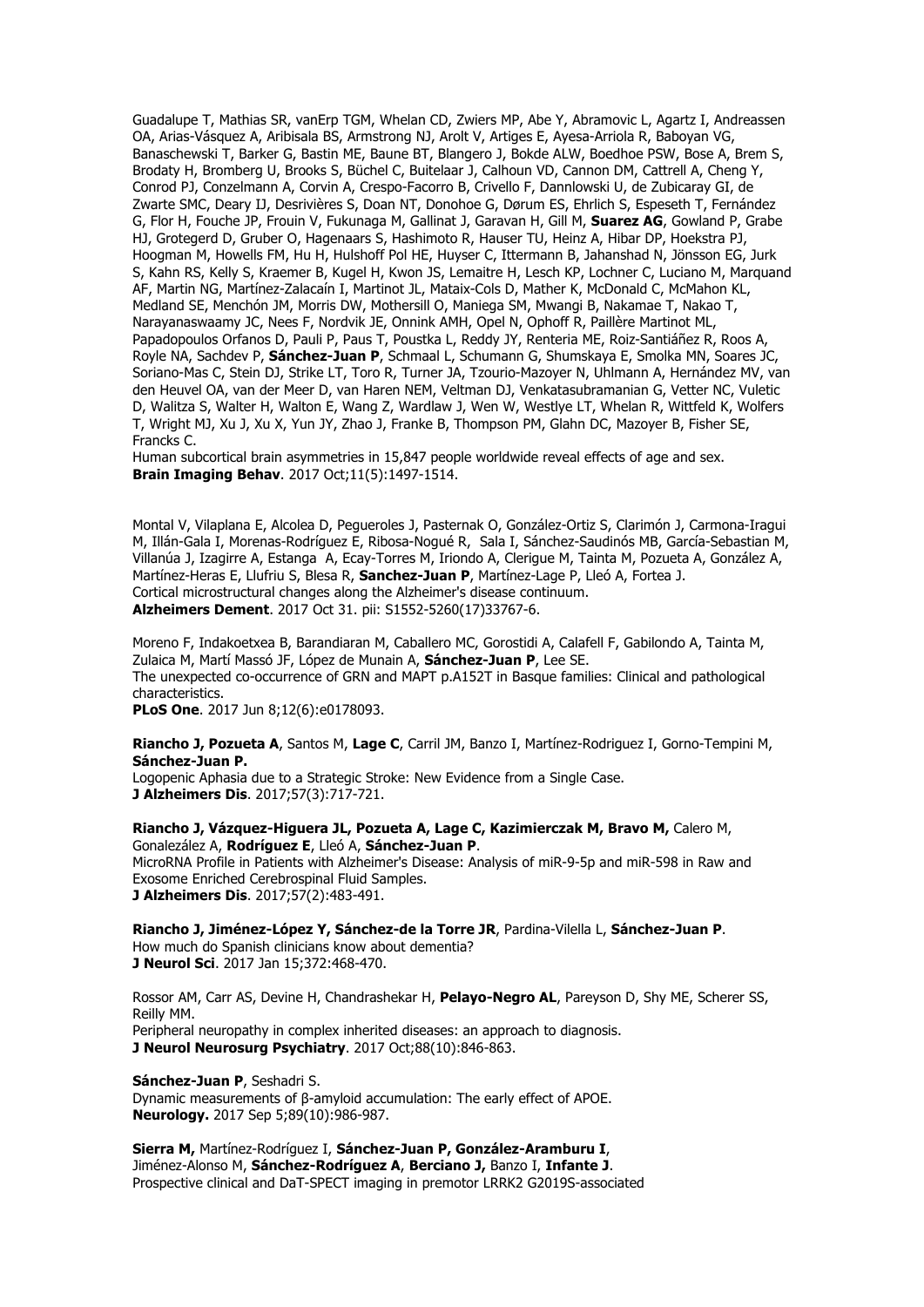Guadalupe T, Mathias SR, vanErp TGM, Whelan CD, Zwiers MP, Abe Y, Abramovic L, Agartz I, Andreassen OA, Arias-Vásquez A, Aribisala BS, Armstrong NJ, Arolt V, Artiges E, Ayesa-Arriola R, Baboyan VG, Banaschewski T, Barker G, Bastin ME, Baune BT, Blangero J, Bokde ALW, Boedhoe PSW, Bose A, Brem S, Brodaty H, Bromberg U, Brooks S, Büchel C, Buitelaar J, Calhoun VD, Cannon DM, Cattrell A, Cheng Y, Conrod PJ, Conzelmann A, Corvin A, Crespo-Facorro B, Crivello F, Dannlowski U, de Zubicaray GI, de Zwarte SMC, Deary IJ, Desrivières S, Doan NT, Donohoe G, Dørum ES, Ehrlich S, Espeseth T, Fernández G, Flor H, Fouche JP, Frouin V, Fukunaga M, Gallinat J, Garavan H, Gill M, **Suarez AG**, Gowland P, Grabe HJ, Grotegerd D, Gruber O, Hagenaars S, Hashimoto R, Hauser TU, Heinz A, Hibar DP, Hoekstra PJ, Hoogman M, Howells FM, Hu H, Hulshoff Pol HE, Huyser C, Ittermann B, Jahanshad N, Jönsson EG, Jurk S, Kahn RS, Kelly S, Kraemer B, Kugel H, Kwon JS, Lemaitre H, Lesch KP, Lochner C, Luciano M, Marquand AF, Martin NG, Martínez-Zalacaín I, Martinot JL, Mataix-Cols D, Mather K, McDonald C, McMahon KL, Medland SE, Menchón JM, Morris DW, Mothersill O, Maniega SM, Mwangi B, Nakamae T, Nakao T, Narayanaswaamy JC, Nees F, Nordvik JE, Onnink AMH, Opel N, Ophoff R, Paillère Martinot ML, Papadopoulos Orfanos D, Pauli P, Paus T, Poustka L, Reddy JY, Renteria ME, Roiz-Santiáñez R, Roos A, Royle NA, Sachdev P, **Sánchez-Juan P**, Schmaal L, Schumann G, Shumskaya E, Smolka MN, Soares JC, Soriano-Mas C, Stein DJ, Strike LT, Toro R, Turner JA, Tzourio-Mazoyer N, Uhlmann A, Hernández MV, van den Heuvel OA, van der Meer D, van Haren NEM, Veltman DJ, Venkatasubramanian G, Vetter NC, Vuletic D, Walitza S, Walter H, Walton E, Wang Z, Wardlaw J, Wen W, Westlye LT, Whelan R, Wittfeld K, Wolfers T, Wright MJ, Xu J, Xu X, Yun JY, Zhao J, Franke B, Thompson PM, Glahn DC, Mazoyer B, Fisher SE, Francks C.
Human subcortical brain asymmetries in 15,847 people worldwide reveal effects of age and sex.
**Brain Imaging Behav**. 2017 Oct;11(5):1497-1514.

Montal V, Vilaplana E, Alcolea D, Pegueroles J, Pasternak O, González-Ortiz S, Clarimón J, Carmona-Iragui M, Illán-Gala I, Morenas-Rodríguez E, Ribosa-Nogué R, Sala I, Sánchez-Saudinós MB, García-Sebastian M, Villanúa J, Izagirre A, Estanga A, Ecay-Torres M, Iriondo A, Clerigue M, Tainta M, Pozueta A, González A, Martínez-Heras E, Llufriu S, Blesa R, **Sanchez-Juan P**, Martínez-Lage P, Lleó A, Fortea J.
Cortical microstructural changes along the Alzheimer's disease continuum.
**Alzheimers Dement**. 2017 Oct 31. pii: S1552-5260(17)33767-6.

Moreno F, Indakoetxea B, Barandiaran M, Caballero MC, Gorostidi A, Calafell F, Gabilondo A, Tainta M, Zulaica M, Martí Massó JF, López de Munain A, **Sánchez-Juan P**, Lee SE.
The unexpected co-occurrence of GRN and MAPT p.A152T in Basque families: Clinical and pathological characteristics.
**PLoS One**. 2017 Jun 8;12(6):e0178093.

**Riancho J, Pozueta A**, Santos M, **Lage C**, Carril JM, Banzo I, Martínez-Rodriguez I, Gorno-Tempini M, **Sánchez-Juan P.**
Logopenic Aphasia due to a Strategic Stroke: New Evidence from a Single Case.
**J Alzheimers Dis**. 2017;57(3):717-721.

**Riancho J, Vázquez-Higuera JL, Pozueta A, Lage C, Kazimierczak M, Bravo M,** Calero M, Gonalezález A, **Rodríguez E**, Lleó A, **Sánchez-Juan P**.
MicroRNA Profile in Patients with Alzheimer's Disease: Analysis of miR-9-5p and miR-598 in Raw and Exosome Enriched Cerebrospinal Fluid Samples.
**J Alzheimers Dis**. 2017;57(2):483-491.

**Riancho J, Jiménez-López Y, Sánchez-de la Torre JR**, Pardina-Vilella L, **Sánchez-Juan P**.
How much do Spanish clinicians know about dementia?
**J Neurol Sci**. 2017 Jan 15;372:468-470.

Rossor AM, Carr AS, Devine H, Chandrashekar H, **Pelayo-Negro AL**, Pareyson D, Shy ME, Scherer SS, Reilly MM.
Peripheral neuropathy in complex inherited diseases: an approach to diagnosis.
**J Neurol Neurosurg Psychiatry**. 2017 Oct;88(10):846-863.

**Sánchez-Juan P**, Seshadri S.
Dynamic measurements of β-amyloid accumulation: The early effect of APOE.
**Neurology.** 2017 Sep 5;89(10):986-987.

**Sierra M,** Martínez-Rodríguez I, **Sánchez-Juan P, González-Aramburu I**, Jiménez-Alonso M, **Sánchez-Rodríguez A**, **Berciano J,** Banzo I, **Infante J**.
Prospective clinical and DaT-SPECT imaging in premotor LRRK2 G2019S-associated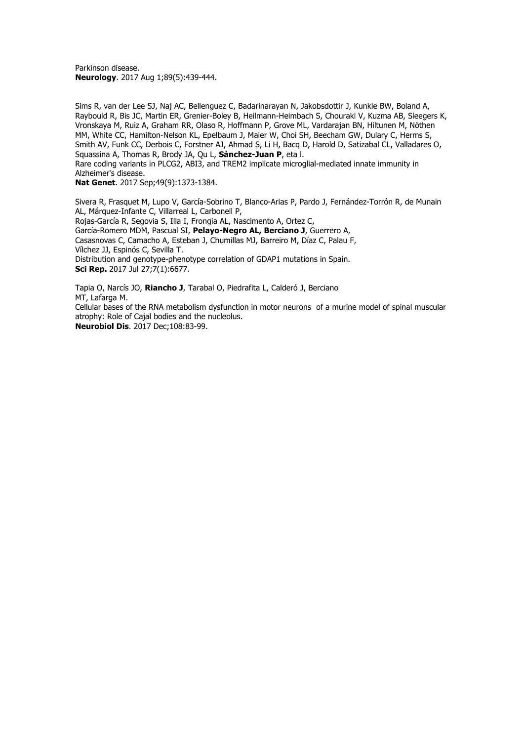Parkinson disease.
**Neurology**. 2017 Aug 1;89(5):439-444.

Sims R, van der Lee SJ, Naj AC, Bellenguez C, Badarinarayan N, Jakobsdottir J, Kunkle BW, Boland A, Raybould R, Bis JC, Martin ER, Grenier-Boley B, Heilmann-Heimbach S, Chouraki V, Kuzma AB, Sleegers K, Vronskaya M, Ruiz A, Graham RR, Olaso R, Hoffmann P, Grove ML, Vardarajan BN, Hiltunen M, Nöthen MM, White CC, Hamilton-Nelson KL, Epelbaum J, Maier W, Choi SH, Beecham GW, Dulary C, Herms S, Smith AV, Funk CC, Derbois C, Forstner AJ, Ahmad S, Li H, Bacq D, Harold D, Satizabal CL, Valladares O, Squassina A, Thomas R, Brody JA, Qu L, **Sánchez-Juan P**, eta l.
Rare coding variants in PLCG2, ABI3, and TREM2 implicate microglial-mediated innate immunity in Alzheimer's disease.
**Nat Genet**. 2017 Sep;49(9):1373-1384.

Sivera R, Frasquet M, Lupo V, García-Sobrino T, Blanco-Arias P, Pardo J, Fernández-Torrón R, de Munain AL, Márquez-Infante C, Villarreal L, Carbonell P,
Rojas-García R, Segovia S, Illa I, Frongia AL, Nascimento A, Ortez C,
García-Romero MDM, Pascual SI, **Pelayo-Negro AL, Berciano J**, Guerrero A,
Casasnovas C, Camacho A, Esteban J, Chumillas MJ, Barreiro M, Díaz C, Palau F,
Vílchez JJ, Espinós C, Sevilla T.
Distribution and genotype-phenotype correlation of GDAP1 mutations in Spain.
**Sci Rep.** 2017 Jul 27;7(1):6677.

Tapia O, Narcís JO, **Riancho J**, Tarabal O, Piedrafita L, Calderó J, Berciano
MT, Lafarga M.
Cellular bases of the RNA metabolism dysfunction in motor neurons of a murine model of spinal muscular atrophy: Role of Cajal bodies and the nucleolus.
**Neurobiol Dis**. 2017 Dec;108:83-99.